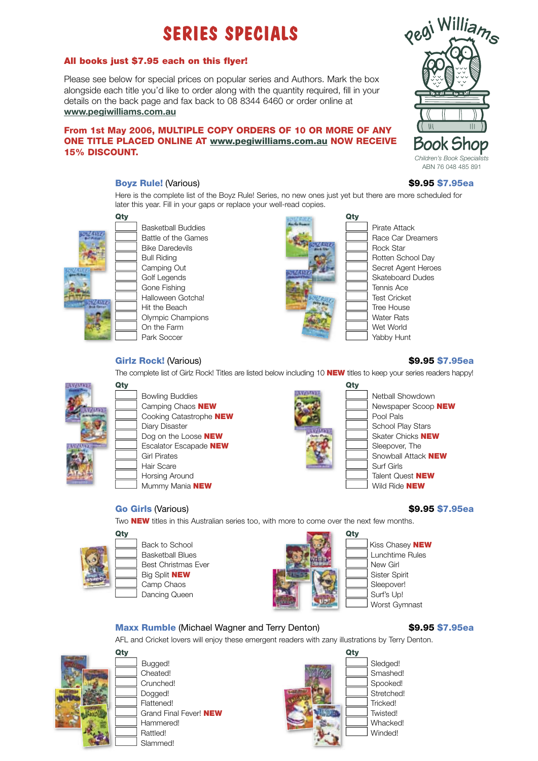# SERIES SPECIALS

**All books just $7.95 each on this flyer!**

Please see below for special prices on popular series and Authors. Mark the box alongside each title you'd like to order along with the quantity required, fill in your details on the back page and fax back to 08 8344 6460 or order online at **www.pegiwilliams.com.au**

**From 1st May 2006, MULTIPLE COPY ORDERS OF 10 OR MORE OF ANY ONE TITLE PLACED ONLINE AT www.pegiwilliams.com.au NOW RECEIVE 15% DISCOUNT.**

Pegi Williams Book Shop
Children's Book Specialists
ABN 76 048 485 891

## Boyz Rule! (Various) — $9.95 $7.95ea

Here is the complete list of the Boyz Rule! Series, no new ones just yet but there are more scheduled for later this year. Fill in your gaps or replace your well-read copies.

| Qty | Title |
|---|---|
| | Basketball Buddies |
| | Battle of the Games |
| | Bike Daredevils |
| | Bull Riding |
| | Camping Out |
| | Golf Legends |
| | Gone Fishing |
| | Halloween Gotcha! |
| | Hit the Beach |
| | Olympic Champions |
| | On the Farm |
| | Park Soccer |
| | Pirate Attack |
| | Race Car Dreamers |
| | Rock Star |
| | Rotten School Day |
| | Secret Agent Heroes |
| | Skateboard Dudes |
| | Tennis Ace |
| | Test Cricket |
| | Tree House |
| | Water Rats |
| | Wet World |
| | Yabby Hunt |

## Girlz Rock! (Various) — $9.95 $7.95ea

The complete list of Girlz Rock! Titles are listed below including 10 **NEW** titles to keep your series readers happy!

| Qty | Title |
|---|---|
| | Bowling Buddies |
| | Camping Chaos **NEW** |
| | Cooking Catastrophe **NEW** |
| | Diary Disaster |
| | Dog on the Loose **NEW** |
| | Escalator Escapade **NEW** |
| | Girl Pirates |
| | Hair Scare |
| | Horsing Around |
| | Mummy Mania **NEW** |
| | Netball Showdown |
| | Newspaper Scoop **NEW** |
| | Pool Pals |
| | School Play Stars |
| | Skater Chicks **NEW** |
| | Sleepover, The |
| | Snowball Attack **NEW** |
| | Surf Girls |
| | Talent Quest **NEW** |
| | Wild Ride **NEW** |

## Go Girls (Various) — $9.95 $7.95ea

Two **NEW** titles in this Australian series too, with more to come over the next few months.

| Qty | Title |
|---|---|
| | Back to School |
| | Basketball Blues |
| | Best Christmas Ever |
| | Big Split **NEW** |
| | Camp Chaos |
| | Dancing Queen |
| | Kiss Chasey **NEW** |
| | Lunchtime Rules |
| | New Girl |
| | Sister Spirit |
| | Sleepover! |
| | Surf's Up! |
| | Worst Gymnast |

## Maxx Rumble (Michael Wagner and Terry Denton) — $9.95 $7.95ea

AFL and Cricket lovers will enjoy these emergent readers with zany illustrations by Terry Denton.

| Qty | Title |
|---|---|
| | Bugged! |
| | Cheated! |
| | Crunched! |
| | Dogged! |
| | Flattened! |
| | Grand Final Fever! **NEW** |
| | Hammered! |
| | Rattled! |
| | Slammed! |
| | Sledged! |
| | Smashed! |
| | Spooked! |
| | Stretched! |
| | Tricked! |
| | Twisted! |
| | Whacked! |
| | Winded! |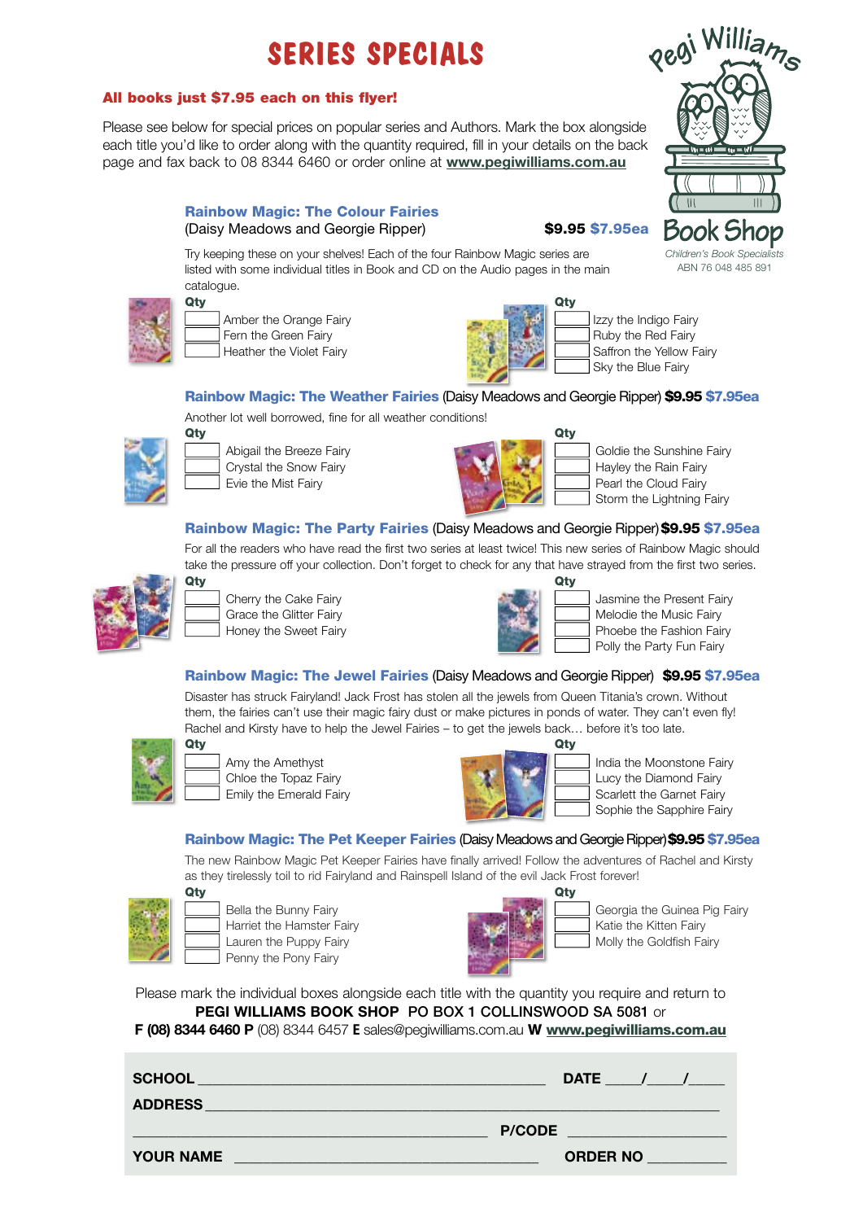# SERIES SPECIALS

**All books just $7.95 each on this flyer!**

Please see below for special prices on popular series and Authors. Mark the box alongside each title you'd like to order along with the quantity required, fill in your details on the back page and fax back to 08 8344 6460 or order online at **www.pegiwilliams.com.au**

Pegi Williams Book Shop
*Children's Book Specialists*
ABN 76 048 485 891

## Rainbow Magic: The Colour Fairies

(Daisy Meadows and Georgie Ripper) **$9.95 $7.95ea**

Try keeping these on your shelves! Each of the four Rainbow Magic series are listed with some individual titles in Book and CD on the Audio pages in the main catalogue.

| Qty | | Qty | |
|---|---|---|---|
| | Amber the Orange Fairy | | Izzy the Indigo Fairy |
| | Fern the Green Fairy | | Ruby the Red Fairy |
| | Heather the Violet Fairy | | Saffron the Yellow Fairy |
| | | | Sky the Blue Fairy |

## Rainbow Magic: The Weather Fairies (Daisy Meadows and Georgie Ripper) **$9.95 $7.95ea**

Another lot well borrowed, fine for all weather conditions!

| Qty | | Qty | |
|---|---|---|---|
| | Abigail the Breeze Fairy | | Goldie the Sunshine Fairy |
| | Crystal the Snow Fairy | | Hayley the Rain Fairy |
| | Evie the Mist Fairy | | Pearl the Cloud Fairy |
| | | | Storm the Lightning Fairy |

## Rainbow Magic: The Party Fairies (Daisy Meadows and Georgie Ripper) **$9.95 $7.95ea**

For all the readers who have read the first two series at least twice! This new series of Rainbow Magic should take the pressure off your collection. Don't forget to check for any that have strayed from the first two series.

| Qty | | Qty | |
|---|---|---|---|
| | Cherry the Cake Fairy | | Jasmine the Present Fairy |
| | Grace the Glitter Fairy | | Melodie the Music Fairy |
| | Honey the Sweet Fairy | | Phoebe the Fashion Fairy |
| | | | Polly the Party Fun Fairy |

## Rainbow Magic: The Jewel Fairies (Daisy Meadows and Georgie Ripper) **$9.95 $7.95ea**

Disaster has struck Fairyland! Jack Frost has stolen all the jewels from Queen Titania's crown. Without them, the fairies can't use their magic fairy dust or make pictures in ponds of water. They can't even fly! Rachel and Kirsty have to help the Jewel Fairies – to get the jewels back… before it's too late.

| Qty | | Qty | |
|---|---|---|---|
| | Amy the Amethyst | | India the Moonstone Fairy |
| | Chloe the Topaz Fairy | | Lucy the Diamond Fairy |
| | Emily the Emerald Fairy | | Scarlett the Garnet Fairy |
| | | | Sophie the Sapphire Fairy |

## Rainbow Magic: The Pet Keeper Fairies (Daisy Meadows and Georgie Ripper) **$9.95 $7.95ea**

The new Rainbow Magic Pet Keeper Fairies have finally arrived! Follow the adventures of Rachel and Kirsty as they tirelessly toil to rid Fairyland and Rainspell Island of the evil Jack Frost forever!

| Qty | | Qty | |
|---|---|---|---|
| | Bella the Bunny Fairy | | Georgia the Guinea Pig Fairy |
| | Harriet the Hamster Fairy | | Katie the Kitten Fairy |
| | Lauren the Puppy Fairy | | Molly the Goldfish Fairy |
| | Penny the Pony Fairy | | |

Please mark the individual boxes alongside each title with the quantity you require and return to
**PEGI WILLIAMS BOOK SHOP PO BOX 1 COLLINSWOOD SA 5081** or
**F (08) 8344 6460 P** (08) 8344 6457 **E** sales@pegiwilliams.com.au **W www.pegiwilliams.com.au**

**SCHOOL** ______________________________ **DATE** ____/____/____

**ADDRESS** ______________________________

______________________________ **P/CODE** ______________

**YOUR NAME** ______________________________ **ORDER NO** __________